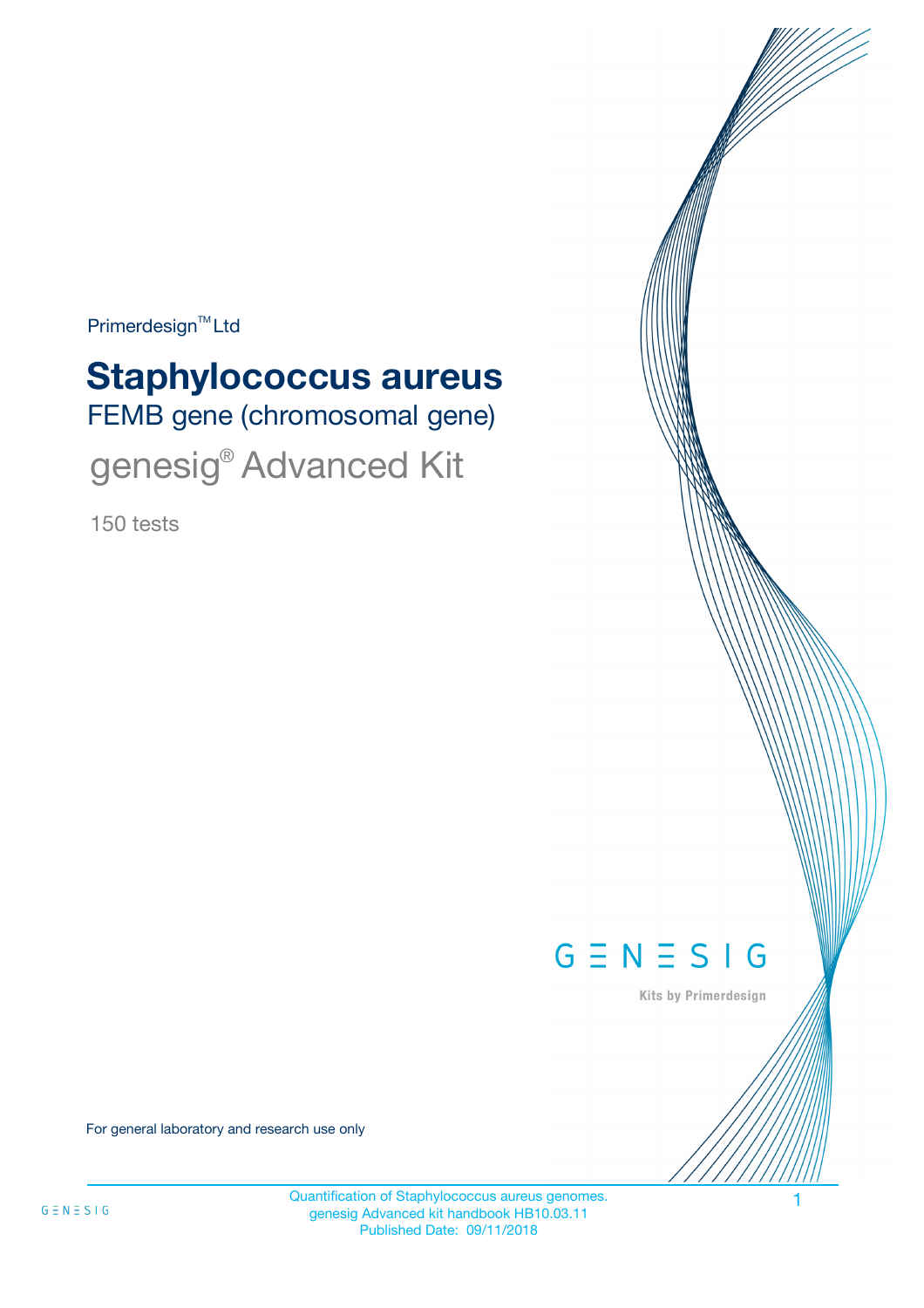Primerdesign™ Ltd

# Staphylococcus aureus

FEMB gene (chromosomal gene)

genesig® Advanced Kit

150 tests

GENESIG

Kits by Primerdesign

For general laboratory and research use only

Quantification of Staphylococcus aureus genomes.
genesig Advanced kit handbook HB10.03.11
Published Date: 09/11/2018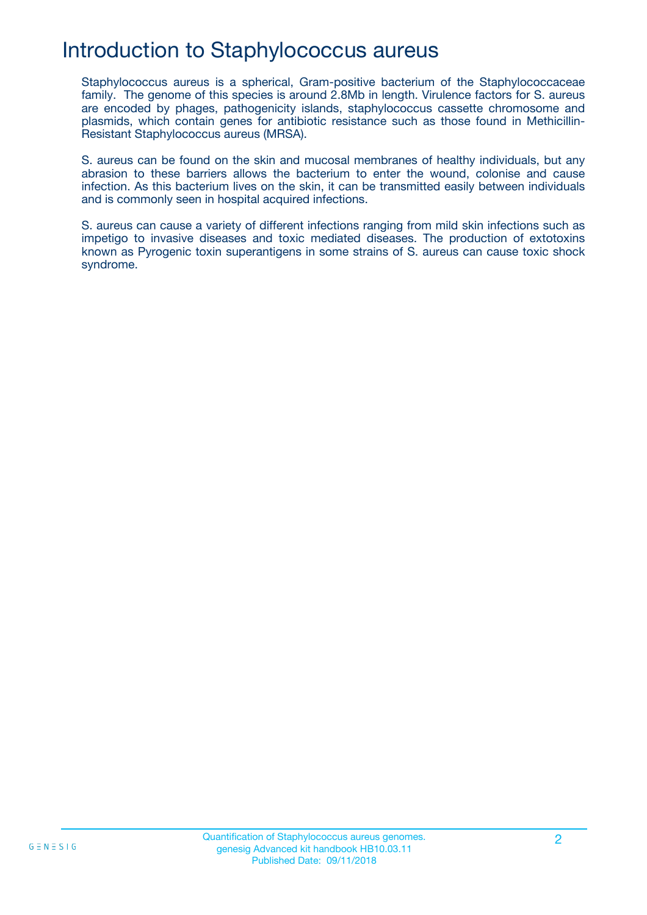# Introduction to Staphylococcus aureus

Staphylococcus aureus is a spherical, Gram-positive bacterium of the Staphylococcaceae family. The genome of this species is around 2.8Mb in length. Virulence factors for S. aureus are encoded by phages, pathogenicity islands, staphylococcus cassette chromosome and plasmids, which contain genes for antibiotic resistance such as those found in Methicillin-Resistant Staphylococcus aureus (MRSA).

S. aureus can be found on the skin and mucosal membranes of healthy individuals, but any abrasion to these barriers allows the bacterium to enter the wound, colonise and cause infection. As this bacterium lives on the skin, it can be transmitted easily between individuals and is commonly seen in hospital acquired infections.

S. aureus can cause a variety of different infections ranging from mild skin infections such as impetigo to invasive diseases and toxic mediated diseases. The production of extotoxins known as Pyrogenic toxin superantigens in some strains of S. aureus can cause toxic shock syndrome.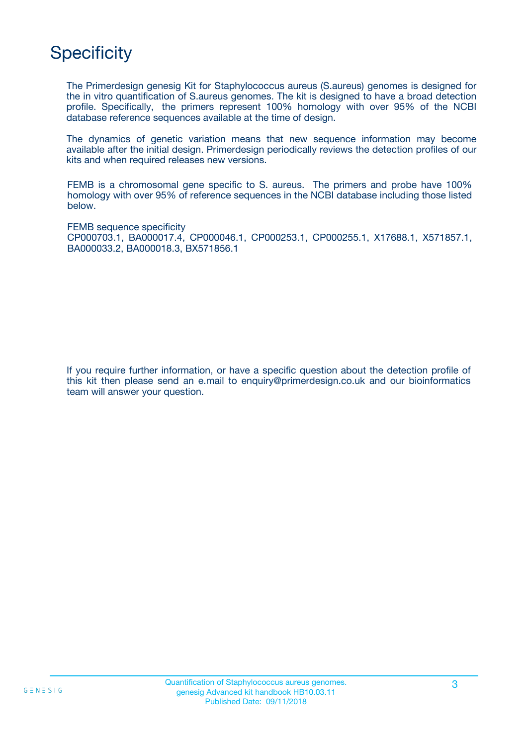# Specificity

The Primerdesign genesig Kit for Staphylococcus aureus (S.aureus) genomes is designed for the in vitro quantification of S.aureus genomes. The kit is designed to have a broad detection profile. Specifically, the primers represent 100% homology with over 95% of the NCBI database reference sequences available at the time of design.

The dynamics of genetic variation means that new sequence information may become available after the initial design. Primerdesign periodically reviews the detection profiles of our kits and when required releases new versions.

FEMB is a chromosomal gene specific to S. aureus. The primers and probe have 100% homology with over 95% of reference sequences in the NCBI database including those listed below.

FEMB sequence specificity
CP000703.1, BA000017.4, CP000046.1, CP000253.1, CP000255.1, X17688.1, X571857.1, BA000033.2, BA000018.3, BX571856.1

If you require further information, or have a specific question about the detection profile of this kit then please send an e.mail to enquiry@primerdesign.co.uk and our bioinformatics team will answer your question.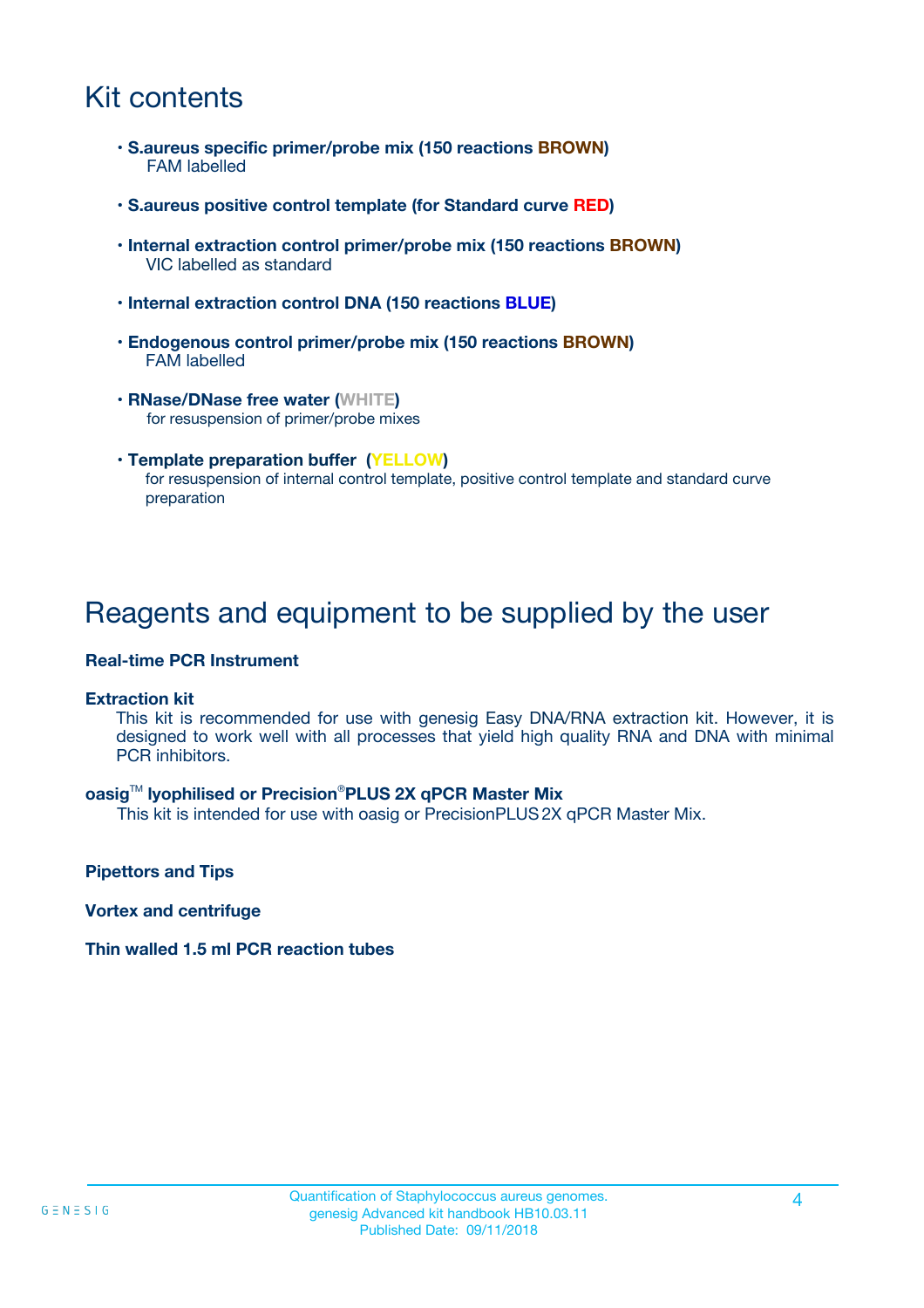# Kit contents

- **S.aureus specific primer/probe mix (150 reactions BROWN)**
  FAM labelled
- **S.aureus positive control template (for Standard curve RED)**
- **Internal extraction control primer/probe mix (150 reactions BROWN)**
  VIC labelled as standard
- **Internal extraction control DNA (150 reactions BLUE)**
- **Endogenous control primer/probe mix (150 reactions BROWN)**
  FAM labelled
- **RNase/DNase free water (WHITE)**
  for resuspension of primer/probe mixes
- **Template preparation buffer (YELLOW)**
  for resuspension of internal control template, positive control template and standard curve preparation

# Reagents and equipment to be supplied by the user

**Real-time PCR Instrument**

**Extraction kit**

This kit is recommended for use with genesig Easy DNA/RNA extraction kit. However, it is designed to work well with all processes that yield high quality RNA and DNA with minimal PCR inhibitors.

**oasig™ lyophilised or Precision®PLUS 2X qPCR Master Mix**

This kit is intended for use with oasig or PrecisionPLUS 2X qPCR Master Mix.

**Pipettors and Tips**

**Vortex and centrifuge**

**Thin walled 1.5 ml PCR reaction tubes**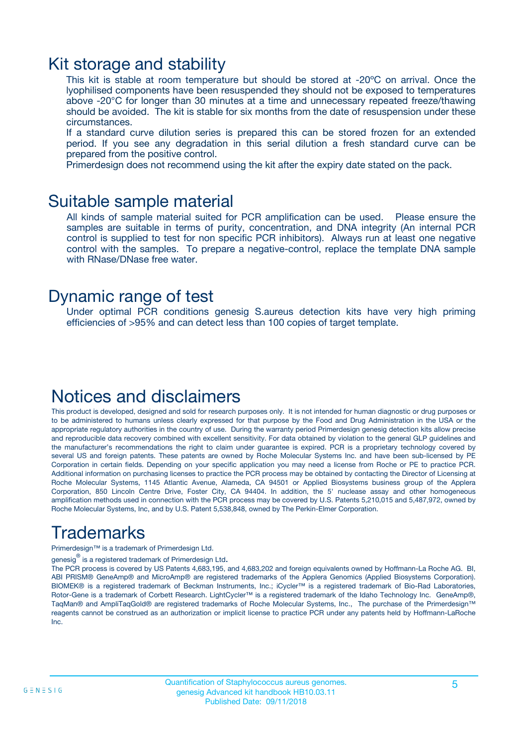# Kit storage and stability

This kit is stable at room temperature but should be stored at -20ºC on arrival. Once the lyophilised components have been resuspended they should not be exposed to temperatures above -20°C for longer than 30 minutes at a time and unnecessary repeated freeze/thawing should be avoided. The kit is stable for six months from the date of resuspension under these circumstances.

If a standard curve dilution series is prepared this can be stored frozen for an extended period. If you see any degradation in this serial dilution a fresh standard curve can be prepared from the positive control.

Primerdesign does not recommend using the kit after the expiry date stated on the pack.

# Suitable sample material

All kinds of sample material suited for PCR amplification can be used. Please ensure the samples are suitable in terms of purity, concentration, and DNA integrity (An internal PCR control is supplied to test for non specific PCR inhibitors). Always run at least one negative control with the samples. To prepare a negative-control, replace the template DNA sample with RNase/DNase free water.

# Dynamic range of test

Under optimal PCR conditions genesig S.aureus detection kits have very high priming efficiencies of >95% and can detect less than 100 copies of target template.

# Notices and disclaimers

This product is developed, designed and sold for research purposes only. It is not intended for human diagnostic or drug purposes or to be administered to humans unless clearly expressed for that purpose by the Food and Drug Administration in the USA or the appropriate regulatory authorities in the country of use. During the warranty period Primerdesign genesig detection kits allow precise and reproducible data recovery combined with excellent sensitivity. For data obtained by violation to the general GLP guidelines and the manufacturer's recommendations the right to claim under guarantee is expired. PCR is a proprietary technology covered by several US and foreign patents. These patents are owned by Roche Molecular Systems Inc. and have been sub-licensed by PE Corporation in certain fields. Depending on your specific application you may need a license from Roche or PE to practice PCR. Additional information on purchasing licenses to practice the PCR process may be obtained by contacting the Director of Licensing at Roche Molecular Systems, 1145 Atlantic Avenue, Alameda, CA 94501 or Applied Biosystems business group of the Applera Corporation, 850 Lincoln Centre Drive, Foster City, CA 94404. In addition, the 5' nuclease assay and other homogeneous amplification methods used in connection with the PCR process may be covered by U.S. Patents 5,210,015 and 5,487,972, owned by Roche Molecular Systems, Inc, and by U.S. Patent 5,538,848, owned by The Perkin-Elmer Corporation.

# Trademarks

Primerdesign™ is a trademark of Primerdesign Ltd.

genesig® is a registered trademark of Primerdesign Ltd.

The PCR process is covered by US Patents 4,683,195, and 4,683,202 and foreign equivalents owned by Hoffmann-La Roche AG. BI, ABI PRISM® GeneAmp® and MicroAmp® are registered trademarks of the Applera Genomics (Applied Biosystems Corporation). BIOMEK® is a registered trademark of Beckman Instruments, Inc.; iCycler™ is a registered trademark of Bio-Rad Laboratories, Rotor-Gene is a trademark of Corbett Research. LightCycler™ is a registered trademark of the Idaho Technology Inc. GeneAmp®, TaqMan® and AmpliTaqGold® are registered trademarks of Roche Molecular Systems, Inc., The purchase of the Primerdesign™ reagents cannot be construed as an authorization or implicit license to practice PCR under any patents held by Hoffmann-LaRoche Inc.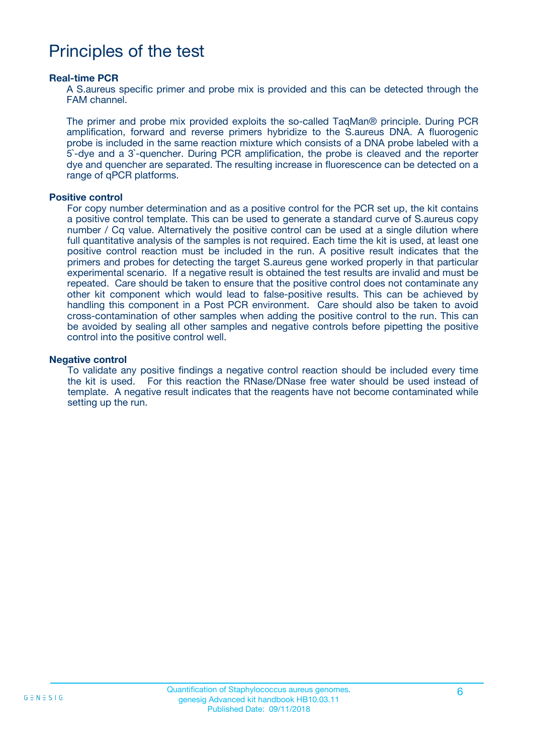# Principles of the test

### Real-time PCR

A S.aureus specific primer and probe mix is provided and this can be detected through the FAM channel.

The primer and probe mix provided exploits the so-called TaqMan® principle. During PCR amplification, forward and reverse primers hybridize to the S.aureus DNA. A fluorogenic probe is included in the same reaction mixture which consists of a DNA probe labeled with a 5`-dye and a 3`-quencher. During PCR amplification, the probe is cleaved and the reporter dye and quencher are separated. The resulting increase in fluorescence can be detected on a range of qPCR platforms.

### Positive control

For copy number determination and as a positive control for the PCR set up, the kit contains a positive control template. This can be used to generate a standard curve of S.aureus copy number / Cq value. Alternatively the positive control can be used at a single dilution where full quantitative analysis of the samples is not required. Each time the kit is used, at least one positive control reaction must be included in the run. A positive result indicates that the primers and probes for detecting the target S.aureus gene worked properly in that particular experimental scenario. If a negative result is obtained the test results are invalid and must be repeated. Care should be taken to ensure that the positive control does not contaminate any other kit component which would lead to false-positive results. This can be achieved by handling this component in a Post PCR environment. Care should also be taken to avoid cross-contamination of other samples when adding the positive control to the run. This can be avoided by sealing all other samples and negative controls before pipetting the positive control into the positive control well.

### Negative control

To validate any positive findings a negative control reaction should be included every time the kit is used. For this reaction the RNase/DNase free water should be used instead of template. A negative result indicates that the reagents have not become contaminated while setting up the run.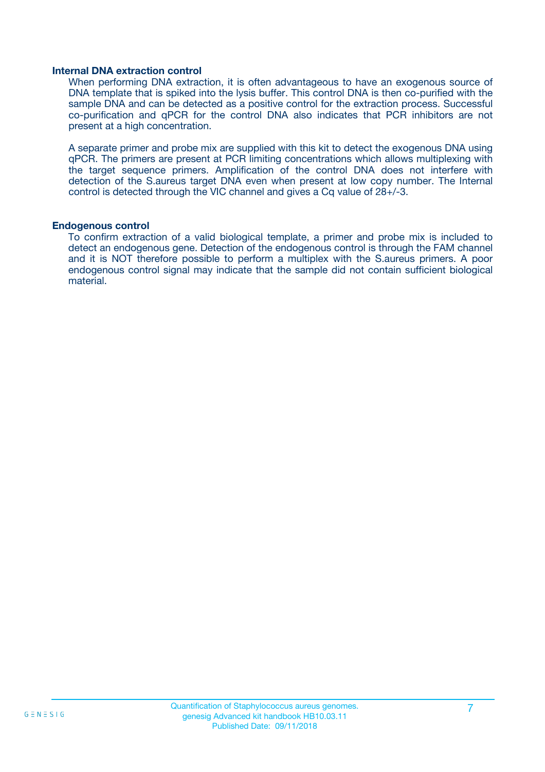### Internal DNA extraction control

When performing DNA extraction, it is often advantageous to have an exogenous source of DNA template that is spiked into the lysis buffer. This control DNA is then co-purified with the sample DNA and can be detected as a positive control for the extraction process. Successful co-purification and qPCR for the control DNA also indicates that PCR inhibitors are not present at a high concentration.

A separate primer and probe mix are supplied with this kit to detect the exogenous DNA using qPCR. The primers are present at PCR limiting concentrations which allows multiplexing with the target sequence primers. Amplification of the control DNA does not interfere with detection of the S.aureus target DNA even when present at low copy number. The Internal control is detected through the VIC channel and gives a Cq value of 28+/-3.

### Endogenous control

To confirm extraction of a valid biological template, a primer and probe mix is included to detect an endogenous gene. Detection of the endogenous control is through the FAM channel and it is NOT therefore possible to perform a multiplex with the S.aureus primers. A poor endogenous control signal may indicate that the sample did not contain sufficient biological material.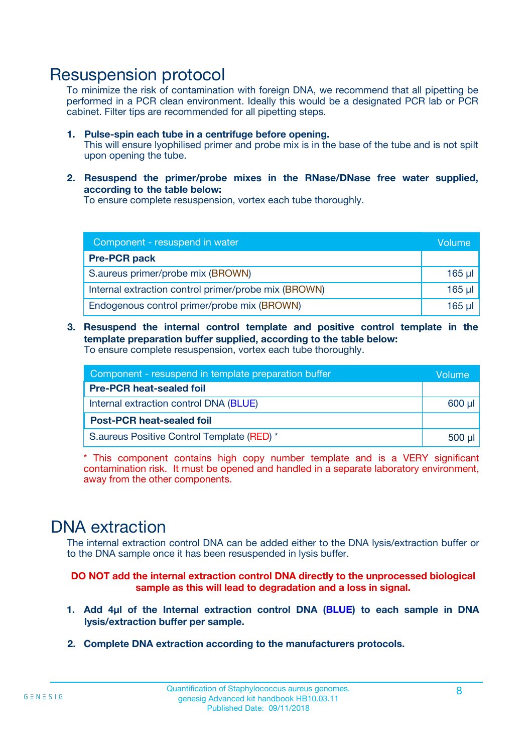# Resuspension protocol

To minimize the risk of contamination with foreign DNA, we recommend that all pipetting be performed in a PCR clean environment. Ideally this would be a designated PCR lab or PCR cabinet. Filter tips are recommended for all pipetting steps.

1. **Pulse-spin each tube in a centrifuge before opening.**
   This will ensure lyophilised primer and probe mix is in the base of the tube and is not spilt upon opening the tube.

2. **Resuspend the primer/probe mixes in the RNase/DNase free water supplied, according to the table below:**
   To ensure complete resuspension, vortex each tube thoroughly.

| Component - resuspend in water | Volume |
|---|---|
| **Pre-PCR pack** | |
| S.aureus primer/probe mix (BROWN) | 165 µl |
| Internal extraction control primer/probe mix (BROWN) | 165 µl |
| Endogenous control primer/probe mix (BROWN) | 165 µl |

3. **Resuspend the internal control template and positive control template in the template preparation buffer supplied, according to the table below:**
   To ensure complete resuspension, vortex each tube thoroughly.

| Component - resuspend in template preparation buffer | Volume |
|---|---|
| **Pre-PCR heat-sealed foil** | |
| Internal extraction control DNA (BLUE) | 600 µl |
| **Post-PCR heat-sealed foil** | |
| S.aureus Positive Control Template (RED) * | 500 µl |

\* This component contains high copy number template and is a VERY significant contamination risk. It must be opened and handled in a separate laboratory environment, away from the other components.

# DNA extraction

The internal extraction control DNA can be added either to the DNA lysis/extraction buffer or to the DNA sample once it has been resuspended in lysis buffer.

**DO NOT add the internal extraction control DNA directly to the unprocessed biological sample as this will lead to degradation and a loss in signal.**

1. **Add 4µl of the Internal extraction control DNA (BLUE) to each sample in DNA lysis/extraction buffer per sample.**

2. **Complete DNA extraction according to the manufacturers protocols.**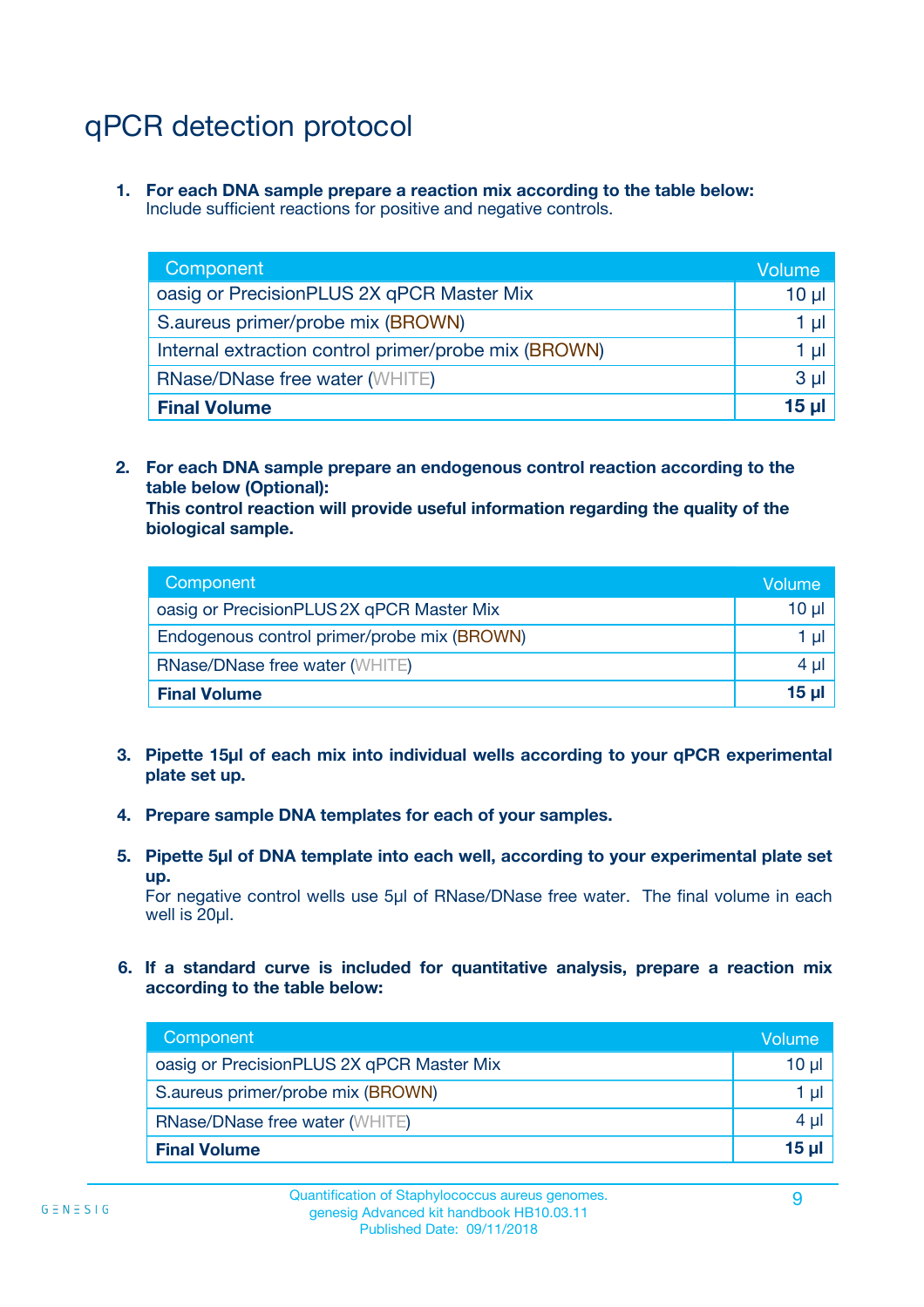# qPCR detection protocol

1. **For each DNA sample prepare a reaction mix according to the table below:**
   Include sufficient reactions for positive and negative controls.

| Component | Volume |
|---|---|
| oasig or PrecisionPLUS 2X qPCR Master Mix | 10 µl |
| S.aureus primer/probe mix (BROWN) | 1 µl |
| Internal extraction control primer/probe mix (BROWN) | 1 µl |
| RNase/DNase free water (WHITE) | 3 µl |
| **Final Volume** | **15 µl** |

2. **For each DNA sample prepare an endogenous control reaction according to the table below (Optional):**
   **This control reaction will provide useful information regarding the quality of the biological sample.**

| Component | Volume |
|---|---|
| oasig or PrecisionPLUS 2X qPCR Master Mix | 10 µl |
| Endogenous control primer/probe mix (BROWN) | 1 µl |
| RNase/DNase free water (WHITE) | 4 µl |
| **Final Volume** | **15 µl** |

3. **Pipette 15µl of each mix into individual wells according to your qPCR experimental plate set up.**

4. **Prepare sample DNA templates for each of your samples.**

5. **Pipette 5µl of DNA template into each well, according to your experimental plate set up.**
   For negative control wells use 5µl of RNase/DNase free water. The final volume in each well is 20µl.

6. **If a standard curve is included for quantitative analysis, prepare a reaction mix according to the table below:**

| Component | Volume |
|---|---|
| oasig or PrecisionPLUS 2X qPCR Master Mix | 10 µl |
| S.aureus primer/probe mix (BROWN) | 1 µl |
| RNase/DNase free water (WHITE) | 4 µl |
| **Final Volume** | **15 µl** |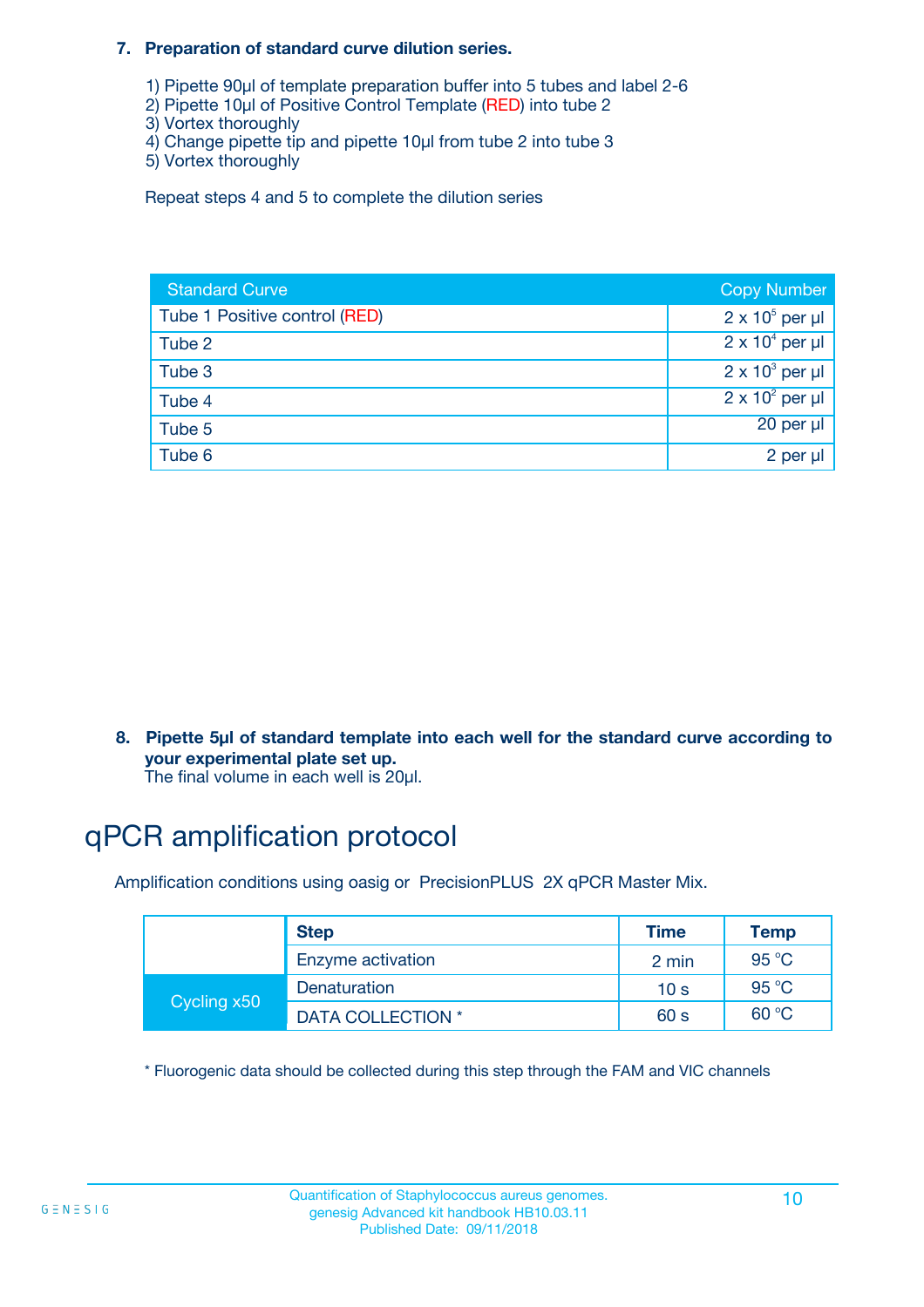**7. Preparation of standard curve dilution series.**

1) Pipette 90µl of template preparation buffer into 5 tubes and label 2-6
2) Pipette 10µl of Positive Control Template (RED) into tube 2
3) Vortex thoroughly
4) Change pipette tip and pipette 10µl from tube 2 into tube 3
5) Vortex thoroughly

Repeat steps 4 and 5 to complete the dilution series

| Standard Curve | Copy Number |
|---|---|
| Tube 1 Positive control (RED) | $2 \times 10^5$ per µl |
| Tube 2 | $2 \times 10^4$ per µl |
| Tube 3 | $2 \times 10^3$ per µl |
| Tube 4 | $2 \times 10^2$ per µl |
| Tube 5 | 20 per µl |
| Tube 6 | 2 per µl |

**8. Pipette 5µl of standard template into each well for the standard curve according to your experimental plate set up.**
The final volume in each well is 20µl.

# qPCR amplification protocol

Amplification conditions using oasig or PrecisionPLUS 2X qPCR Master Mix.

| | Step | Time | Temp |
|---|---|---|---|
| | Enzyme activation | 2 min | 95 °C |
| Cycling x50 | Denaturation | 10 s | 95 °C |
| | DATA COLLECTION * | 60 s | 60 °C |

* Fluorogenic data should be collected during this step through the FAM and VIC channels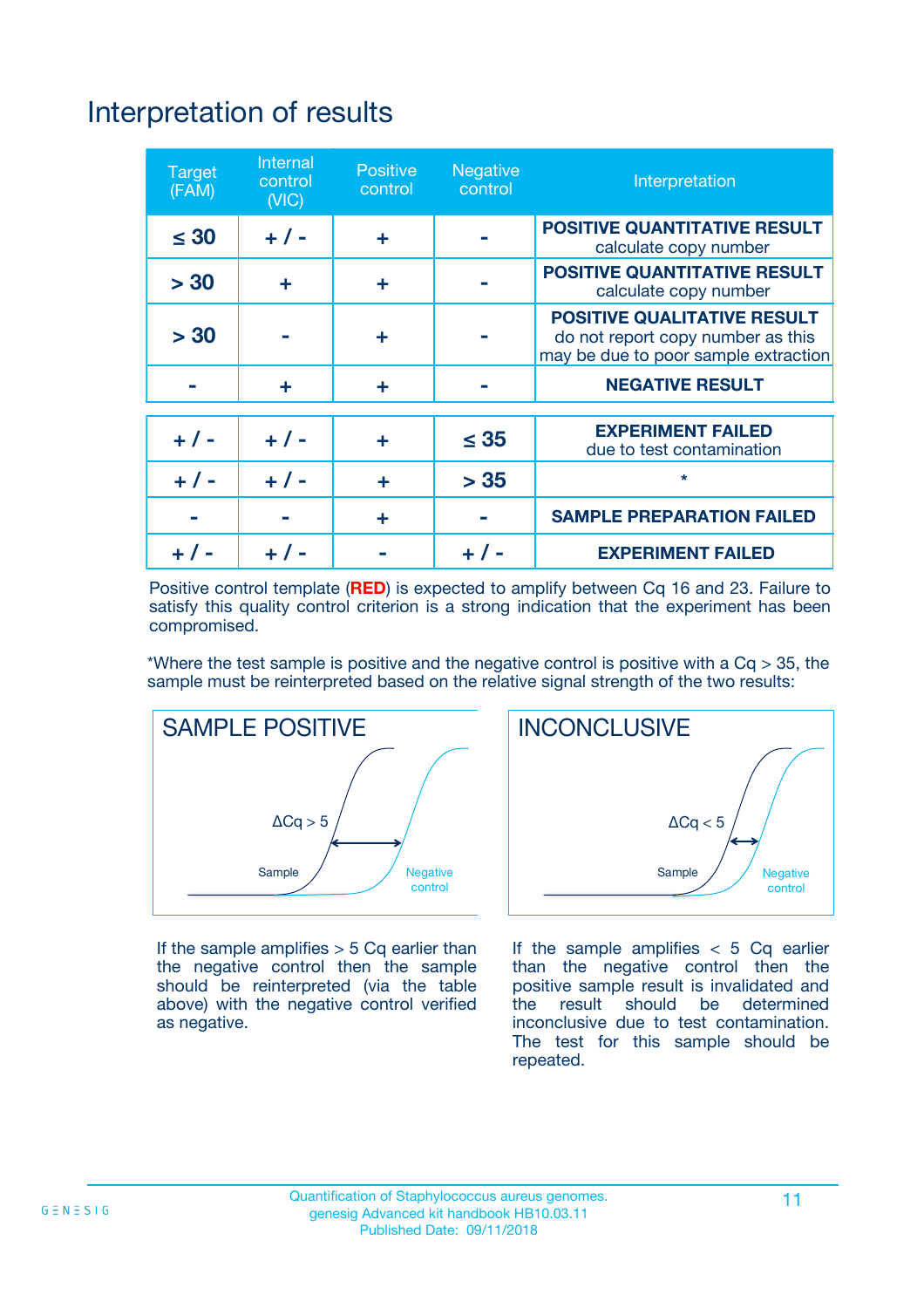# Interpretation of results

| Target (FAM) | Internal control (VIC) | Positive control | Negative control | Interpretation |
|---|---|---|---|---|
| ≤ 30 | + / - | + | - | **POSITIVE QUANTITATIVE RESULT** calculate copy number |
| > 30 | + | + | - | **POSITIVE QUANTITATIVE RESULT** calculate copy number |
| > 30 | - | + | - | **POSITIVE QUALITATIVE RESULT** do not report copy number as this may be due to poor sample extraction |
| - | + | + | - | **NEGATIVE RESULT** |
| + / - | + / - | + | ≤ 35 | **EXPERIMENT FAILED** due to test contamination |
| + / - | + / - | + | > 35 | * |
| - | - | + | - | **SAMPLE PREPARATION FAILED** |
| + / - | + / - | - | + / - | **EXPERIMENT FAILED** |

Positive control template (**RED**) is expected to amplify between Cq 16 and 23. Failure to satisfy this quality control criterion is a strong indication that the experiment has been compromised.

*Where the test sample is positive and the negative control is positive with a Cq > 35, the sample must be reinterpreted based on the relative signal strength of the two results:

**SAMPLE POSITIVE**

ΔCq > 5

Sample — Negative control

If the sample amplifies > 5 Cq earlier than the negative control then the sample should be reinterpreted (via the table above) with the negative control verified as negative.

**INCONCLUSIVE**

ΔCq < 5

Sample — Negative control

If the sample amplifies < 5 Cq earlier than the negative control then the positive sample result is invalidated and the result should be determined inconclusive due to test contamination. The test for this sample should be repeated.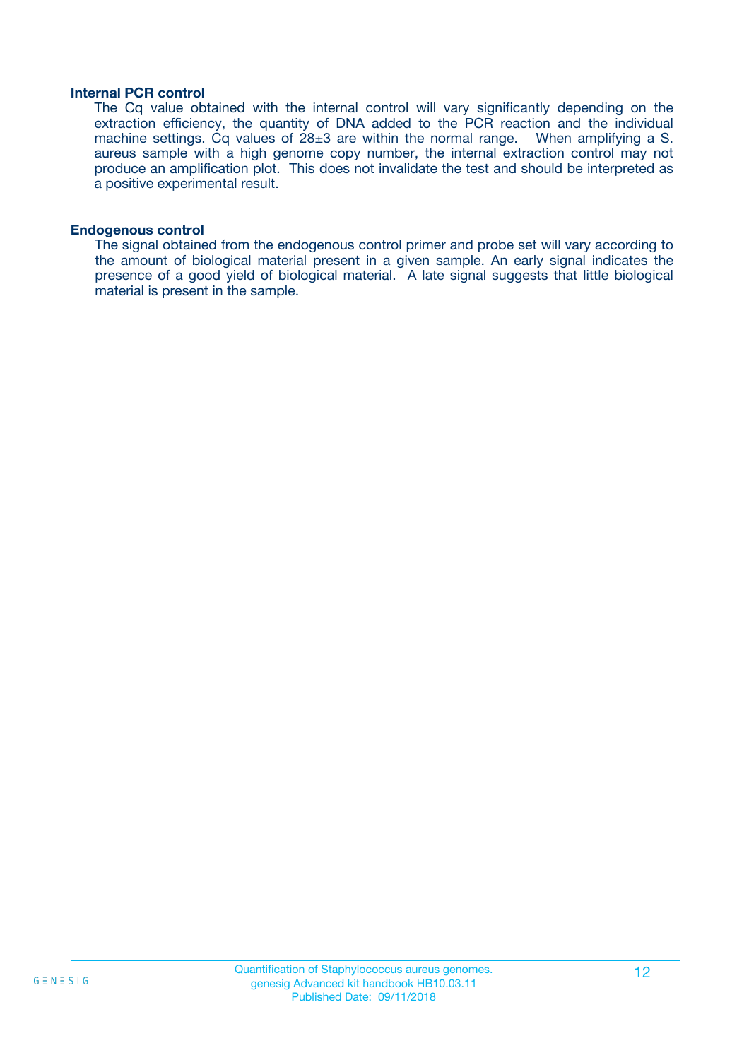**Internal PCR control**

The Cq value obtained with the internal control will vary significantly depending on the extraction efficiency, the quantity of DNA added to the PCR reaction and the individual machine settings. Cq values of 28±3 are within the normal range. When amplifying a S. aureus sample with a high genome copy number, the internal extraction control may not produce an amplification plot. This does not invalidate the test and should be interpreted as a positive experimental result.

**Endogenous control**

The signal obtained from the endogenous control primer and probe set will vary according to the amount of biological material present in a given sample. An early signal indicates the presence of a good yield of biological material. A late signal suggests that little biological material is present in the sample.